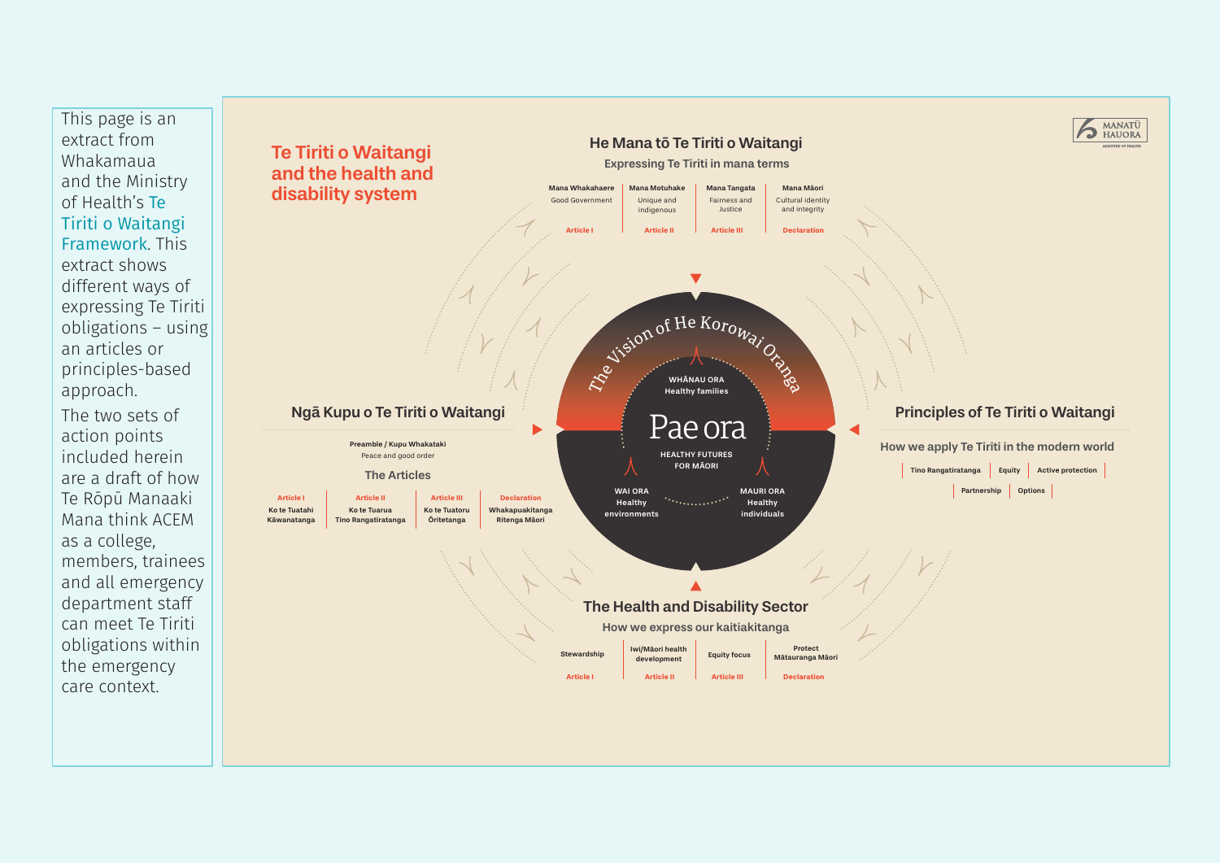This page is an extract from Whakamaua and the Ministry of Health's Te Tiriti o Waitangi Framework. This extract shows different ways of expressing Te Tiriti obligations – using an articles or principles-based approach.

The two sets of action points included herein are a draft of how Te Rōpū Manaaki Mana think ACEM as a college, members, trainees and all emergency department staff can meet Te Tiriti obligations within the emergency care context.

MANATŪ HAUORA

MINISTRY OF HEALTH

# Te Tiriti o Waitangi and the health and disability system

## He Mana tō Te Tiriti o Waitangi

### Expressing Te Tiriti in mana terms

| Mana Whakahaere | Mana Motuhake | Mana Tangata | Mana Māori |
|---|---|---|---|
| Good Government | Unique and indigenous | Fairness and Justice | Cultural identity and integrity |
| Article I | Article II | Article III | Declaration |

## Ngā Kupu o Te Tiriti o Waitangi

Preamble / Kupu Whakataki

Peace and good order

### The Articles

| Article I | Article II | Article III | Declaration |
|---|---|---|---|
| Ko te Tuatahi Kāwanatanga | Ko te Tuarua Tino Rangatiratanga | Ko te Tuatoru Ōritetanga | Whakapuakitanga Ritenga Māori |

## The Vision of He Korowai Oranga

**Pae ora**

HEALTHY FUTURES FOR MĀORI

- WHĀNAU ORA – Healthy families
- WAI ORA – Healthy environments
- MAURI ORA – Healthy individuals

## Principles of Te Tiriti o Waitangi

### How we apply Te Tiriti in the modern world

- Tino Rangatiratanga
- Equity
- Active protection
- Partnership
- Options

## The Health and Disability Sector

### How we express our kaitiakitanga

| Stewardship | Iwi/Māori health development | Equity focus | Protect Mātauranga Māori |
|---|---|---|---|
| Article I | Article II | Article III | Declaration |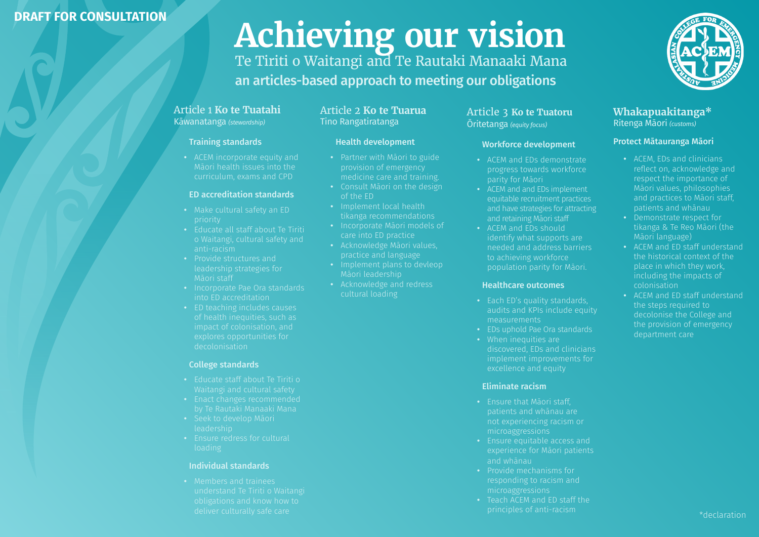**DRAFT FOR CONSULTATION**

# Achieving our vision

Te Tiriti o Waitangi and Te Rautaki Manaaki Mana

**an articles-based approach to meeting our obligations**

## Article 1 Ko te Tuatahi

Kāwanatanga *(stewardship)*

### Training standards

- ACEM incorporate equity and Māori health issues into the curriculum, exams and CPD

### ED accreditation standards

- Make cultural safety an ED priority
- Educate all staff about Te Tiriti o Waitangi, cultural safety and anti-racism
- Provide structures and leadership strategies for Māori staff
- Incorporate Pae Ora standards into ED accreditation
- ED teaching includes causes of health inequities, such as impact of colonisation, and explores opportunities for decolonisation

### College standards

- Educate staff about Te Tiriti o Waitangi and cultural safety
- Enact changes recommended by Te Rautaki Manaaki Mana
- Seek to develop Māori leadership
- Ensure redress for cultural loading

### Individual standards

- Members and trainees understand Te Tiriti o Waitangi obligations and know how to deliver culturally safe care

## Article 2 Ko te Tuarua

Tino Rangatiratanga

### Health development

- Partner with Māori to guide provision of emergency medicine care and training.
- Consult Māori on the design of the ED
- Implement local health tikanga recommendations
- Incorporate Māori models of care into ED practice
- Acknowledge Māori values, practice and language
- Implement plans to devleop Māori leadership
- Acknowledge and redress cultural loading

## Article 3 Ko te Tuatoru

Ōritetanga *(equity focus)*

### Workforce development

- ACEM and EDs demonstrate progress towards workforce parity for Māori
- ACEM and and EDs implement equitable recruitment practices and have strategies for attracting and retaining Māori staff
- ACEM and EDs should identify what supports are needed and address barriers to achieving workforce population parity for Māori.

### Healthcare outcomes

- Each ED's quality standards, audits and KPIs include equity measurements
- EDs uphold Pae Ora standards
- When inequities are discovered, EDs and clinicians implement improvements for excellence and equity

### Eliminate racism

- Ensure that Māori staff, patients and whānau are not experiencing racism or microaggressions
- Ensure equitable access and experience for Māori patients and whānau
- Provide mechanisms for responding to racism and microaggressions
- Teach ACEM and ED staff the principles of anti-racism

## Whakapuakitanga*

Ritenga Māori *(customs)*

### Protect Mātauranga Māori

- ACEM, EDs and clinicians reflect on, acknowledge and respect the importance of Māori values, philosophies and practices to Māori staff, patients and whānau
- Demonstrate respect for tikanga & Te Reo Māori (the Māori language)
- ACEM and ED staff understand the historical context of the place in which they work, including the impacts of colonisation
- ACEM and ED staff understand the steps required to decolonise the College and the provision of emergency department care

*declaration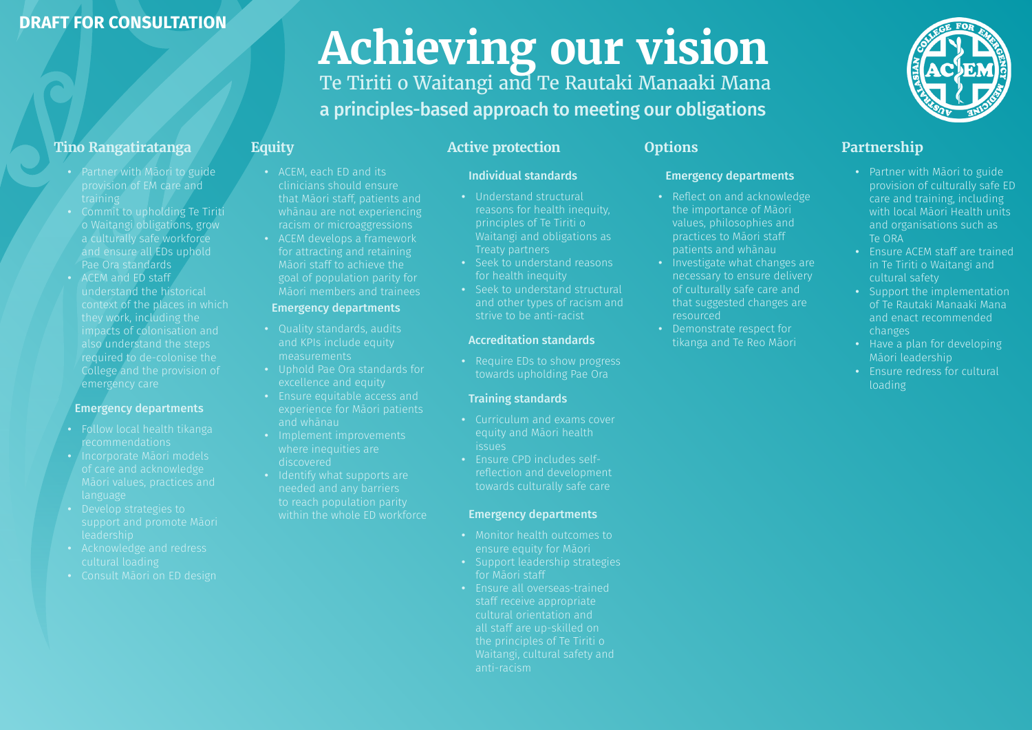**DRAFT FOR CONSULTATION**

# Achieving our vision

Te Tiriti o Waitangi and Te Rautaki Manaaki Mana

a principles-based approach to meeting our obligations

## Tino Rangatiratanga

- Partner with Māori to guide provision of EM care and training
- Commit to upholding Te Tiriti o Waitangi obligations, grow a culturally safe workforce and ensure all EDs uphold Pae Ora standards
- ACEM and ED staff understand the historical context of the places in which they work, including the impacts of colonisation and also understand the steps required to de-colonise the College and the provision of emergency care

### Emergency departments

- Follow local health tikanga recommendations
- Incorporate Māori models of care and acknowledge Māori values, practices and language
- Develop strategies to support and promote Māori leadership
- Acknowledge and redress cultural loading
- Consult Māori on ED design

## Equity

- ACEM, each ED and its clinicians should ensure that Māori staff, patients and whānau are not experiencing racism or microaggressions
- ACEM develops a framework for attracting and retaining Māori staff to achieve the goal of population parity for Māori members and trainees

### Emergency departments

- Quality standards, audits and KPIs include equity measurements
- Uphold Pae Ora standards for excellence and equity
- Ensure equitable access and experience for Māori patients and whānau
- Implement improvements where inequities are discovered
- Identify what supports are needed and any barriers to reach population parity within the whole ED workforce

## Active protection

### Individual standards

- Understand structural reasons for health inequity, principles of Te Tiriti o Waitangi and obligations as Treaty partners
- Seek to understand reasons for health inequity
- Seek to understand structural and other types of racism and strive to be anti-racist

### Accreditation standards

- Require EDs to show progress towards upholding Pae Ora

### Training standards

- Curriculum and exams cover equity and Māori health issues
- Ensure CPD includes self-reflection and development towards culturally safe care

### Emergency departments

- Monitor health outcomes to ensure equity for Māori
- Support leadership strategies for Māori staff
- Ensure all overseas-trained staff receive appropriate cultural orientation and all staff are up-skilled on the principles of Te Tiriti o Waitangi, cultural safety and anti-racism

## Options

### Emergency departments

- Reflect on and acknowledge the importance of Māori values, philosophies and practices to Māori staff patients and whānau
- Investigate what changes are necessary to ensure delivery of culturally safe care and that suggested changes are resourced
- Demonstrate respect for tikanga and Te Reo Māori

## Partnership

- Partner with Māori to guide provision of culturally safe ED care and training, including with local Māori Health units and organisations such as Te ORA
- Ensure ACEM staff are trained in Te Tiriti o Waitangi and cultural safety
- Support the implementation of Te Rautaki Manaaki Mana and enact recommended changes
- Have a plan for developing Māori leadership
- Ensure redress for cultural loading